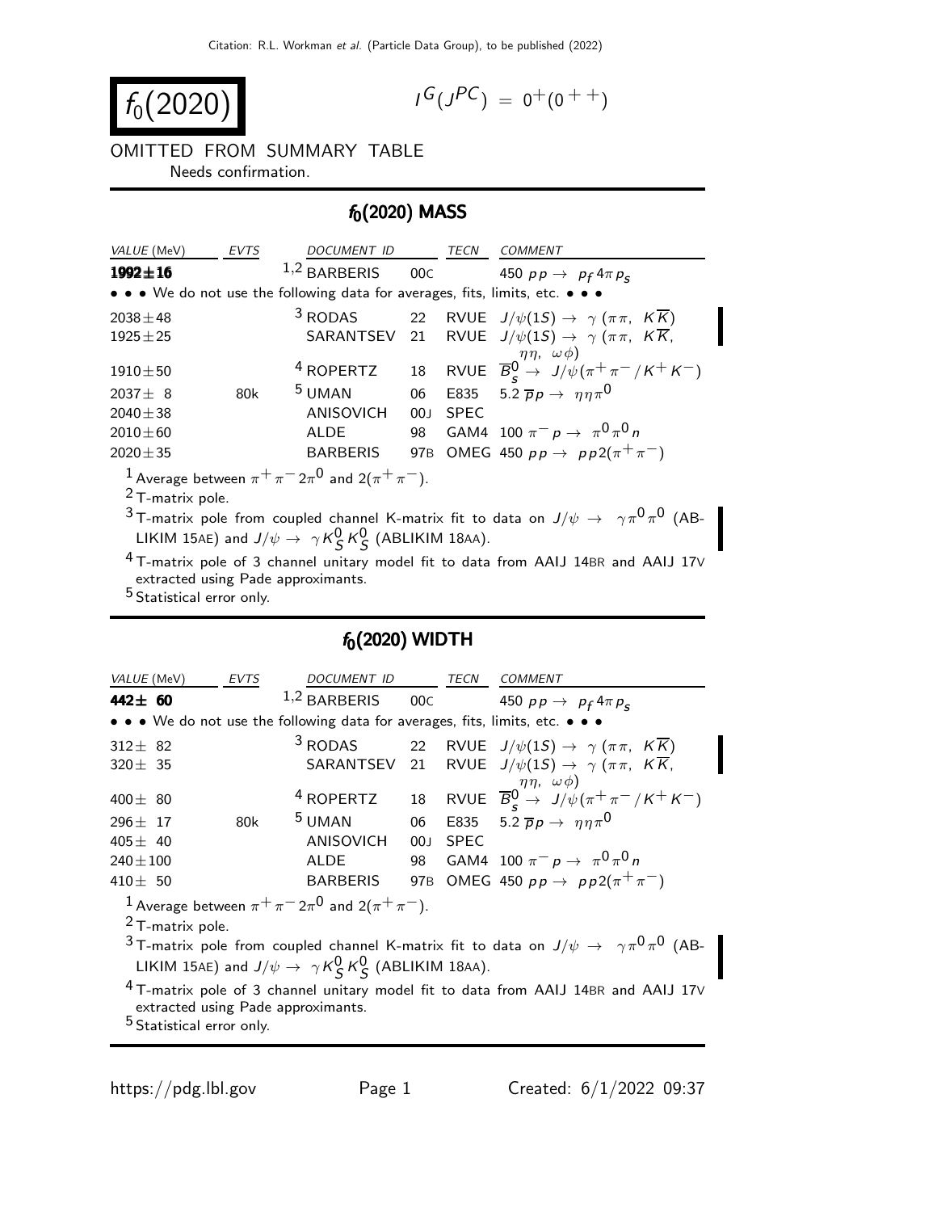# $f_0(2020)$

$I^G(J^{PC}) = 0^+(0^{++})$

OMITTED FROM SUMMARY TABLE
Needs confirmation.

## $f_0(2020)$ MASS

| VALUE (MeV) | EVTS | DOCUMENT ID | | TECN | COMMENT |
|---|---|---|---|---|---|
| **1992±16** | | [1,2] BARBERIS | 00C | | 450 $pp \to p_f 4\pi p_s$ |
| • • • We do not use the following data for averages, fits, limits, etc. • • • | | | | | |
| 2038±48 | | [3] RODAS | 22 | RVUE | $J/\psi(1S) \to \gamma (\pi\pi, K\overline{K})$ |
| 1925±25 | | SARANTSEV | 21 | RVUE | $J/\psi(1S) \to \gamma (\pi\pi, K\overline{K}, \eta\eta, \omega\phi)$ |
| 1910±50 | | [4] ROPERTZ | 18 | RVUE | $\overline{B}{}^0_s \to J/\psi(\pi^+\pi^- / K^+K^-)$ |
| 2037± 8 | 80k | [5] UMAN | 06 | E835 | 5.2 $\overline{p}p \to \eta\eta\pi^0$ |
| 2040±38 | | ANISOVICH | 00J | SPEC | |
| 2010±60 | | ALDE | 98 | GAM4 | 100 $\pi^- p \to \pi^0\pi^0 n$ |
| 2020±35 | | BARBERIS | 97B | OMEG | 450 $pp \to pp2(\pi^+\pi^-)$ |

[1] Average between $\pi^+\pi^-2\pi^0$ and $2(\pi^+\pi^-)$.

[2] T-matrix pole.

[3] T-matrix pole from coupled channel K-matrix fit to data on $J/\psi \to \gamma\pi^0\pi^0$ (ABLIKIM 15AE) and $J/\psi \to \gamma K^0_S K^0_S$ (ABLIKIM 18AA).

[4] T-matrix pole of 3 channel unitary model fit to data from AAIJ 14BR and AAIJ 17V extracted using Pade approximants.

[5] Statistical error only.

## $f_0(2020)$ WIDTH

| VALUE (MeV) | EVTS | DOCUMENT ID | | TECN | COMMENT |
|---|---|---|---|---|---|
| **442± 60** | | [1,2] BARBERIS | 00C | | 450 $pp \to p_f 4\pi p_s$ |
| • • • We do not use the following data for averages, fits, limits, etc. • • • | | | | | |
| 312± 82 | | [3] RODAS | 22 | RVUE | $J/\psi(1S) \to \gamma (\pi\pi, K\overline{K})$ |
| 320± 35 | | SARANTSEV | 21 | RVUE | $J/\psi(1S) \to \gamma (\pi\pi, K\overline{K}, \eta\eta, \omega\phi)$ |
| 400± 80 | | [4] ROPERTZ | 18 | RVUE | $\overline{B}{}^0_s \to J/\psi(\pi^+\pi^- / K^+K^-)$ |
| 296± 17 | 80k | [5] UMAN | 06 | E835 | 5.2 $\overline{p}p \to \eta\eta\pi^0$ |
| 405± 40 | | ANISOVICH | 00J | SPEC | |
| 240±100 | | ALDE | 98 | GAM4 | 100 $\pi^- p \to \pi^0\pi^0 n$ |
| 410± 50 | | BARBERIS | 97B | OMEG | 450 $pp \to pp2(\pi^+\pi^-)$ |

[1] Average between $\pi^+\pi^-2\pi^0$ and $2(\pi^+\pi^-)$.

[2] T-matrix pole.

[3] T-matrix pole from coupled channel K-matrix fit to data on $J/\psi \to \gamma\pi^0\pi^0$ (ABLIKIM 15AE) and $J/\psi \to \gamma K^0_S K^0_S$ (ABLIKIM 18AA).

[4] T-matrix pole of 3 channel unitary model fit to data from AAIJ 14BR and AAIJ 17V extracted using Pade approximants.

[5] Statistical error only.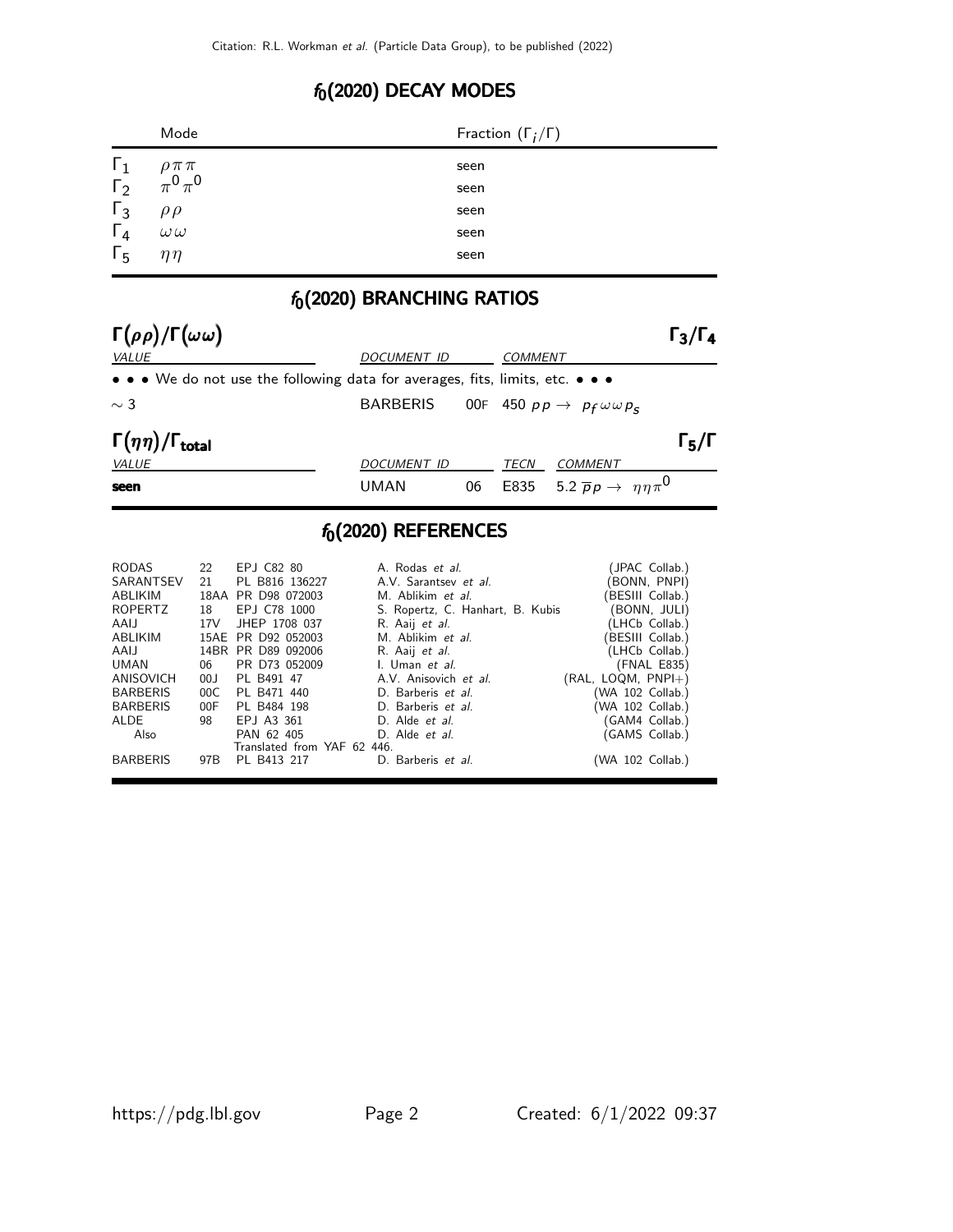## $f_0(2020)$ DECAY MODES

| | Mode | Fraction $(\Gamma_i/\Gamma)$ |
|---|---|---|
| $\Gamma_1$ | $\rho\pi\pi$ | seen |
| $\Gamma_2$ | $\pi^0\pi^0$ | seen |
| $\Gamma_3$ | $\rho\rho$ | seen |
| $\Gamma_4$ | $\omega\omega$ | seen |
| $\Gamma_5$ | $\eta\eta$ | seen |

## $f_0(2020)$ BRANCHING RATIOS

### $\Gamma(\rho\rho)/\Gamma(\omega\omega)$ — $\Gamma_3/\Gamma_4$

| *VALUE* | *DOCUMENT ID* | | *COMMENT* |
|---|---|---|---|
| • • • We do not use the following data for averages, fits, limits, etc. • • • | | | |
| $\sim 3$ | BARBERIS | 00F | 450 $pp \rightarrow p_f \omega\omega p_s$ |

### $\Gamma(\eta\eta)/\Gamma_{\text{total}}$ — $\Gamma_5/\Gamma$

| *VALUE* | *DOCUMENT ID* | | *TECN* | *COMMENT* |
|---|---|---|---|---|
| **seen** | UMAN | 06 | E835 | 5.2 $\overline{p}p \rightarrow \eta\eta\pi^0$ |

## $f_0(2020)$ REFERENCES

| | | | | |
|---|---|---|---|---|
| RODAS | 22 | EPJ C82 80 | A. Rodas *et al.* | (JPAC Collab.) |
| SARANTSEV | 21 | PL B816 136227 | A.V. Sarantsev *et al.* | (BONN, PNPI) |
| ABLIKIM | 18AA | PR D98 072003 | M. Ablikim *et al.* | (BESIII Collab.) |
| ROPERTZ | 18 | EPJ C78 1000 | S. Ropertz, C. Hanhart, B. Kubis | (BONN, JULI) |
| AAIJ | 17V | JHEP 1708 037 | R. Aaij *et al.* | (LHCb Collab.) |
| ABLIKIM | 15AE | PR D92 052003 | M. Ablikim *et al.* | (BESIII Collab.) |
| AAIJ | 14BR | PR D89 092006 | R. Aaij *et al.* | (LHCb Collab.) |
| UMAN | 06 | PR D73 052009 | I. Uman *et al.* | (FNAL E835) |
| ANISOVICH | 00J | PL B491 47 | A.V. Anisovich *et al.* | (RAL, LOQM, PNPI+) |
| BARBERIS | 00C | PL B471 440 | D. Barberis *et al.* | (WA 102 Collab.) |
| BARBERIS | 00F | PL B484 198 | D. Barberis *et al.* | (WA 102 Collab.) |
| ALDE | 98 | EPJ A3 361 | D. Alde *et al.* | (GAM4 Collab.) |
| Also | | PAN 62 405 | D. Alde *et al.* | (GAMS Collab.) |
| | | Translated from YAF 62 446. | | |
| BARBERIS | 97B | PL B413 217 | D. Barberis *et al.* | (WA 102 Collab.) |